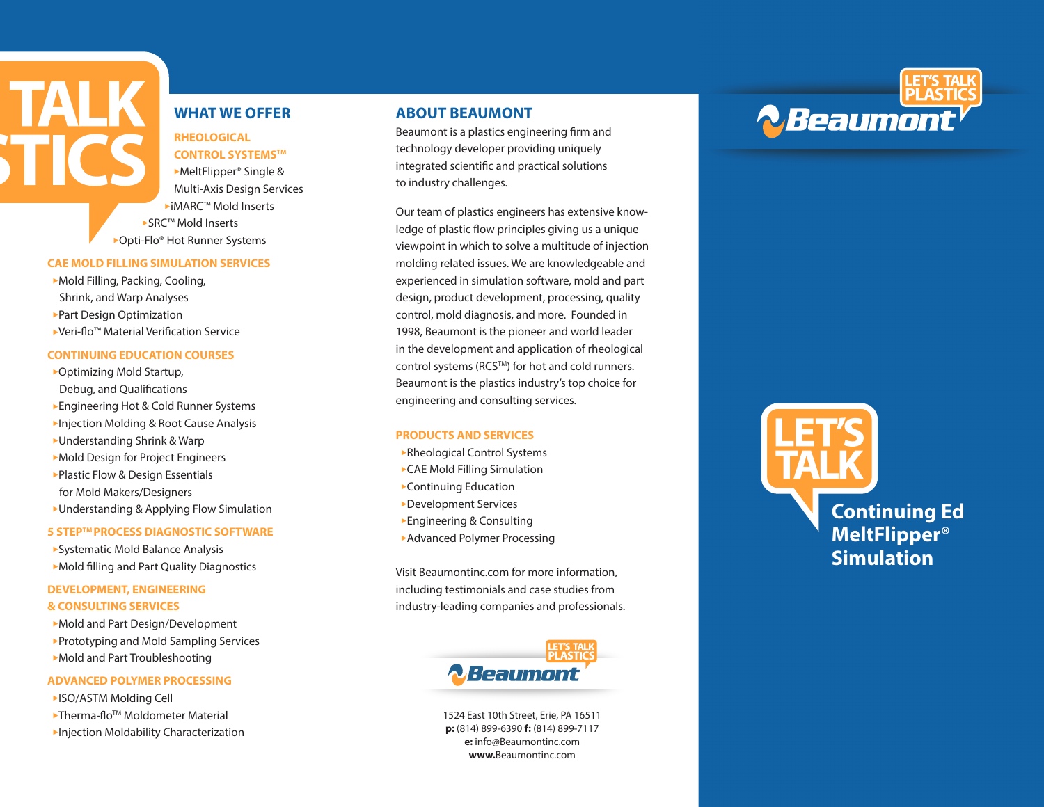TALK
STICS

## WHAT WE OFFER

### RHEOLOGICAL CONTROL SYSTEMS™

- MeltFlipper® Single & Multi-Axis Design Services
- iMARC™ Mold Inserts
- SRC™ Mold Inserts
- Opti-Flo® Hot Runner Systems

### CAE MOLD FILLING SIMULATION SERVICES

- Mold Filling, Packing, Cooling, Shrink, and Warp Analyses
- Part Design Optimization
- Veri-flo™ Material Verification Service

### CONTINUING EDUCATION COURSES

- Optimizing Mold Startup, Debug, and Qualifications
- Engineering Hot & Cold Runner Systems
- Injection Molding & Root Cause Analysis
- Understanding Shrink & Warp
- Mold Design for Project Engineers
- Plastic Flow & Design Essentials for Mold Makers/Designers
- Understanding & Applying Flow Simulation

### 5 STEP™ PROCESS DIAGNOSTIC SOFTWARE

- Systematic Mold Balance Analysis
- Mold filling and Part Quality Diagnostics

### DEVELOPMENT, ENGINEERING & CONSULTING SERVICES

- Mold and Part Design/Development
- Prototyping and Mold Sampling Services
- Mold and Part Troubleshooting

### ADVANCED POLYMER PROCESSING

- ISO/ASTM Molding Cell
- Therma-flo™ Moldometer Material
- Injection Moldability Characterization

## ABOUT BEAUMONT

Beaumont is a plastics engineering firm and technology developer providing uniquely integrated scientific and practical solutions to industry challenges.

Our team of plastics engineers has extensive knowledge of plastic flow principles giving us a unique viewpoint in which to solve a multitude of injection molding related issues. We are knowledgeable and experienced in simulation software, mold and part design, product development, processing, quality control, mold diagnosis, and more. Founded in 1998, Beaumont is the pioneer and world leader in the development and application of rheological control systems (RCS™) for hot and cold runners. Beaumont is the plastics industry's top choice for engineering and consulting services.

### PRODUCTS AND SERVICES

- Rheological Control Systems
- CAE Mold Filling Simulation
- Continuing Education
- Development Services
- Engineering & Consulting
- Advanced Polymer Processing

Visit Beaumontinc.com for more information, including testimonials and case studies from industry-leading companies and professionals.

LET'S TALK PLASTICS
Beaumont

1524 East 10th Street, Erie, PA 16511
**p:** (814) 899-6390 **f:** (814) 899-7117
**e:** info@Beaumontinc.com
**www.**Beaumontinc.com

LET'S TALK PLASTICS
Beaumont

LET'S TALK

**Continuing Ed**
**MeltFlipper®**
**Simulation**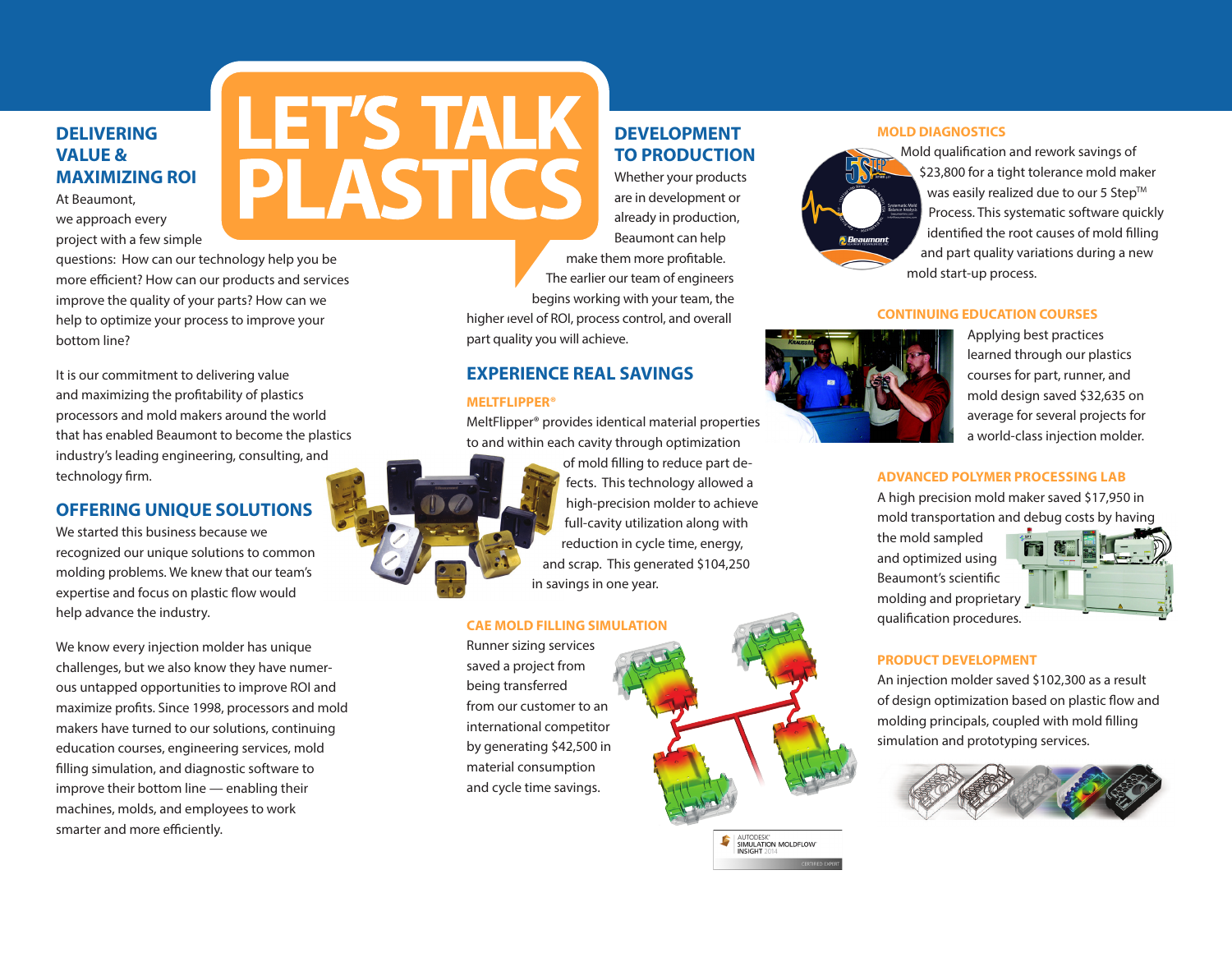# LET'S TALK PLASTICS

## DELIVERING VALUE & MAXIMIZING ROI

At Beaumont, we approach every project with a few simple questions: How can our technology help you be more efficient? How can our products and services improve the quality of your parts? How can we help to optimize your process to improve your bottom line?

It is our commitment to delivering value and maximizing the profitability of plastics processors and mold makers around the world that has enabled Beaumont to become the plastics industry's leading engineering, consulting, and technology firm.

## OFFERING UNIQUE SOLUTIONS

We started this business because we recognized our unique solutions to common molding problems. We knew that our team's expertise and focus on plastic flow would help advance the industry.

We know every injection molder has unique challenges, but we also know they have numerous untapped opportunities to improve ROI and maximize profits. Since 1998, processors and mold makers have turned to our solutions, continuing education courses, engineering services, mold filling simulation, and diagnostic software to improve their bottom line — enabling their machines, molds, and employees to work smarter and more efficiently.

## DEVELOPMENT TO PRODUCTION

Whether your products are in development or already in production, Beaumont can help make them more profitable. The earlier our team of engineers begins working with your team, the higher level of ROI, process control, and overall part quality you will achieve.

## EXPERIENCE REAL SAVINGS

### MELTFLIPPER®

MeltFlipper® provides identical material properties to and within each cavity through optimization of mold filling to reduce part defects. This technology allowed a high-precision molder to achieve full-cavity utilization along with reduction in cycle time, energy, and scrap. This generated $104,250 in savings in one year.

### CAE MOLD FILLING SIMULATION

Runner sizing services saved a project from being transferred from our customer to an international competitor by generating $42,500 in material consumption and cycle time savings.

AUTODESK® SIMULATION MOLDFLOW® INSIGHT 2014 CERTIFIED EXPERT

### MOLD DIAGNOSTICS

Mold qualification and rework savings of $23,800 for a tight tolerance mold maker was easily realized due to our 5 Step™ Process. This systematic software quickly identified the root causes of mold filling and part quality variations during a new mold start-up process.

### CONTINUING EDUCATION COURSES

Applying best practices learned through our plastics courses for part, runner, and mold design saved $32,635 on average for several projects for a world-class injection molder.

### ADVANCED POLYMER PROCESSING LAB

A high precision mold maker saved $17,950 in mold transportation and debug costs by having the mold sampled and optimized using Beaumont's scientific molding and proprietary qualification procedures.

### PRODUCT DEVELOPMENT

An injection molder saved $102,300 as a result of design optimization based on plastic flow and molding principals, coupled with mold filling simulation and prototyping services.